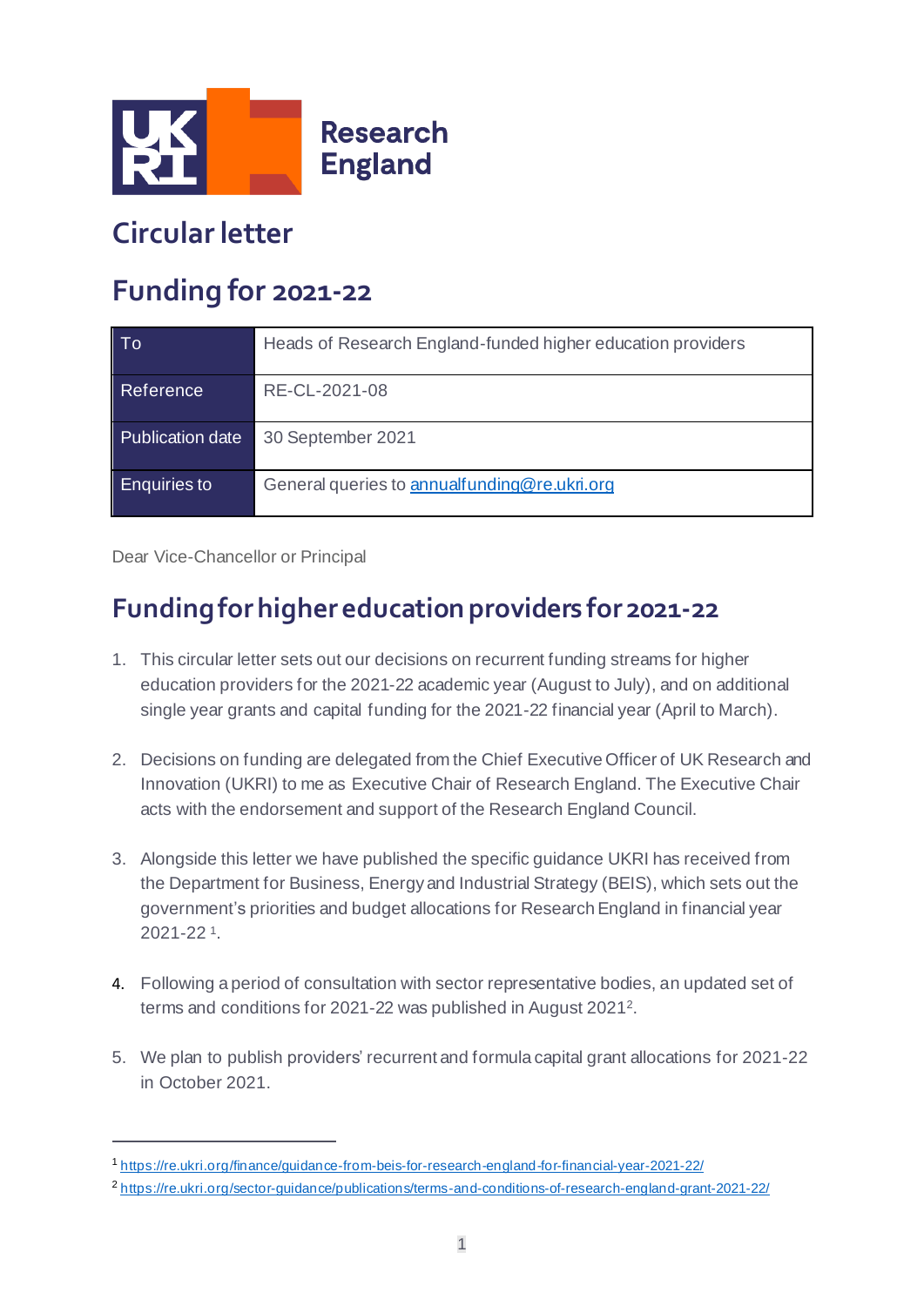Research England

# Circular letter

# Funding for 2021-22

| To | Heads of Research England-funded higher education providers |
|---|---|
| Reference | RE-CL-2021-08 |
| Publication date | 30 September 2021 |
| Enquiries to | General queries to annualfunding@re.ukri.org |

Dear Vice-Chancellor or Principal

## Funding for higher education providers for 2021-22

1. This circular letter sets out our decisions on recurrent funding streams for higher education providers for the 2021-22 academic year (August to July), and on additional single year grants and capital funding for the 2021-22 financial year (April to March).

2. Decisions on funding are delegated from the Chief Executive Officer of UK Research and Innovation (UKRI) to me as Executive Chair of Research England. The Executive Chair acts with the endorsement and support of the Research England Council.

3. Alongside this letter we have published the specific guidance UKRI has received from the Department for Business, Energy and Industrial Strategy (BEIS), which sets out the government's priorities and budget allocations for Research England in financial year 2021-22 [1].

4. Following a period of consultation with sector representative bodies, an updated set of terms and conditions for 2021-22 was published in August 2021[2].

5. We plan to publish providers' recurrent and formula capital grant allocations for 2021-22 in October 2021.

---

[1] https://re.ukri.org/finance/guidance-from-beis-for-research-england-for-financial-year-2021-22/

[2] https://re.ukri.org/sector-guidance/publications/terms-and-conditions-of-research-england-grant-2021-22/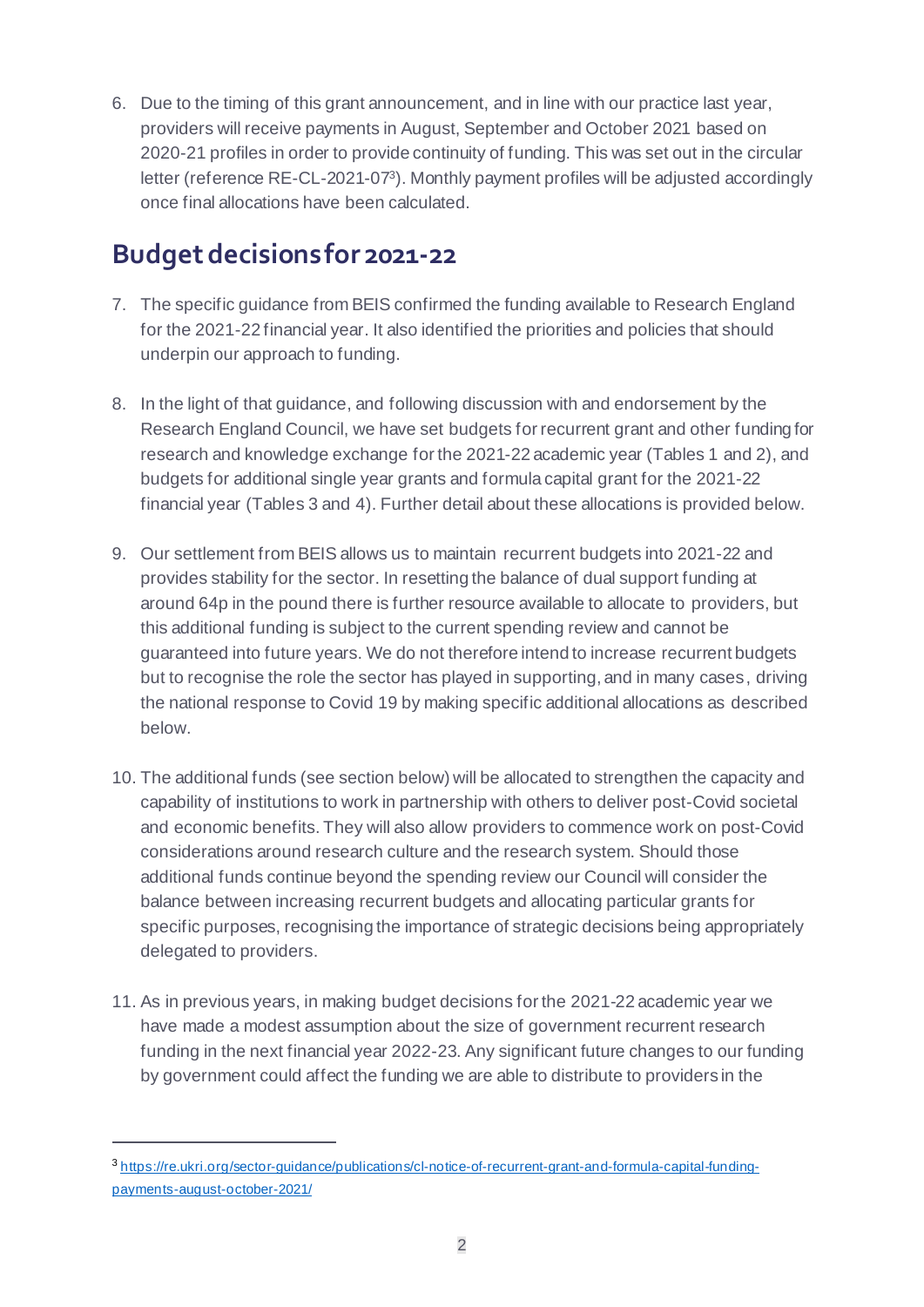6. Due to the timing of this grant announcement, and in line with our practice last year, providers will receive payments in August, September and October 2021 based on 2020-21 profiles in order to provide continuity of funding. This was set out in the circular letter (reference RE-CL-2021-07[3]). Monthly payment profiles will be adjusted accordingly once final allocations have been calculated.

## Budget decisions for 2021-22

7. The specific guidance from BEIS confirmed the funding available to Research England for the 2021-22 financial year. It also identified the priorities and policies that should underpin our approach to funding.

8. In the light of that guidance, and following discussion with and endorsement by the Research England Council, we have set budgets for recurrent grant and other funding for research and knowledge exchange for the 2021-22 academic year (Tables 1 and 2), and budgets for additional single year grants and formula capital grant for the 2021-22 financial year (Tables 3 and 4). Further detail about these allocations is provided below.

9. Our settlement from BEIS allows us to maintain recurrent budgets into 2021-22 and provides stability for the sector. In resetting the balance of dual support funding at around 64p in the pound there is further resource available to allocate to providers, but this additional funding is subject to the current spending review and cannot be guaranteed into future years. We do not therefore intend to increase recurrent budgets but to recognise the role the sector has played in supporting, and in many cases, driving the national response to Covid 19 by making specific additional allocations as described below.

10. The additional funds (see section below) will be allocated to strengthen the capacity and capability of institutions to work in partnership with others to deliver post-Covid societal and economic benefits. They will also allow providers to commence work on post-Covid considerations around research culture and the research system. Should those additional funds continue beyond the spending review our Council will consider the balance between increasing recurrent budgets and allocating particular grants for specific purposes, recognising the importance of strategic decisions being appropriately delegated to providers.

11. As in previous years, in making budget decisions for the 2021-22 academic year we have made a modest assumption about the size of government recurrent research funding in the next financial year 2022-23. Any significant future changes to our funding by government could affect the funding we are able to distribute to providers in the

---

[3] https://re.ukri.org/sector-guidance/publications/cl-notice-of-recurrent-grant-and-formula-capital-funding-payments-august-october-2021/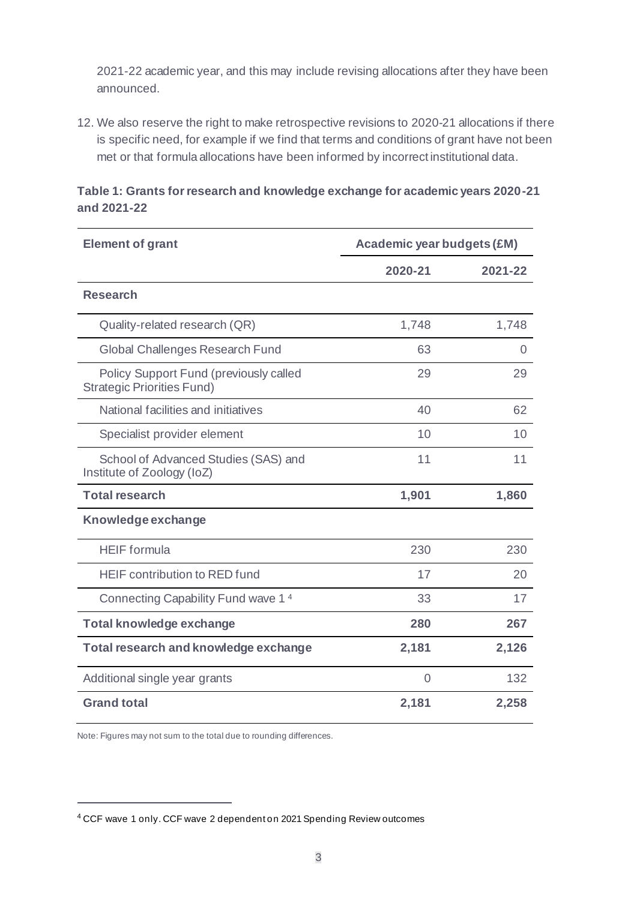2021-22 academic year, and this may include revising allocations after they have been announced.

12. We also reserve the right to make retrospective revisions to 2020-21 allocations if there is specific need, for example if we find that terms and conditions of grant have not been met or that formula allocations have been informed by incorrect institutional data.

**Table 1: Grants for research and knowledge exchange for academic years 2020-21 and 2021-22**

| Element of grant | Academic year budgets (£M) | |
|---|---|---|
| | 2020-21 | 2021-22 |
| **Research** | | |
| Quality-related research (QR) | 1,748 | 1,748 |
| Global Challenges Research Fund | 63 | 0 |
| Policy Support Fund (previously called Strategic Priorities Fund) | 29 | 29 |
| National facilities and initiatives | 40 | 62 |
| Specialist provider element | 10 | 10 |
| School of Advanced Studies (SAS) and Institute of Zoology (IoZ) | 11 | 11 |
| **Total research** | **1,901** | **1,860** |
| **Knowledge exchange** | | |
| HEIF formula | 230 | 230 |
| HEIF contribution to RED fund | 17 | 20 |
| Connecting Capability Fund wave 1 [4] | 33 | 17 |
| **Total knowledge exchange** | **280** | **267** |
| **Total research and knowledge exchange** | **2,181** | **2,126** |
| Additional single year grants | 0 | 132 |
| **Grand total** | **2,181** | **2,258** |

Note: Figures may not sum to the total due to rounding differences.

[4] CCF wave 1 only. CCF wave 2 dependent on 2021 Spending Review outcomes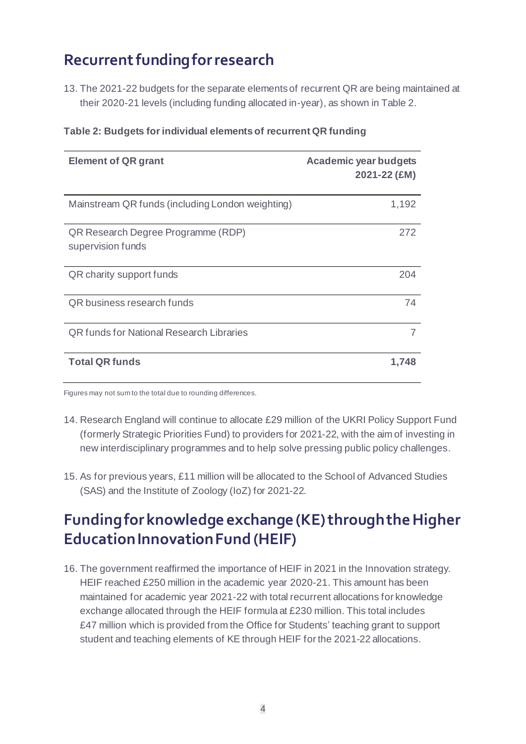## Recurrent funding for research

13. The 2021-22 budgets for the separate elements of recurrent QR are being maintained at their 2020-21 levels (including funding allocated in-year), as shown in Table 2.

**Table 2: Budgets for individual elements of recurrent QR funding**

| Element of QR grant | Academic year budgets 2021-22 (£M) |
|---|---:|
| Mainstream QR funds (including London weighting) | 1,192 |
| QR Research Degree Programme (RDP) supervision funds | 272 |
| QR charity support funds | 204 |
| QR business research funds | 74 |
| QR funds for National Research Libraries | 7 |
| **Total QR funds** | **1,748** |

Figures may not sum to the total due to rounding differences.

14. Research England will continue to allocate £29 million of the UKRI Policy Support Fund (formerly Strategic Priorities Fund) to providers for 2021-22, with the aim of investing in new interdisciplinary programmes and to help solve pressing public policy challenges.

15. As for previous years, £11 million will be allocated to the School of Advanced Studies (SAS) and the Institute of Zoology (IoZ) for 2021-22.

## Funding for knowledge exchange (KE) through the Higher Education Innovation Fund (HEIF)

16. The government reaffirmed the importance of HEIF in 2021 in the Innovation strategy. HEIF reached £250 million in the academic year 2020-21. This amount has been maintained for academic year 2021-22 with total recurrent allocations for knowledge exchange allocated through the HEIF formula at £230 million. This total includes £47 million which is provided from the Office for Students' teaching grant to support student and teaching elements of KE through HEIF for the 2021-22 allocations.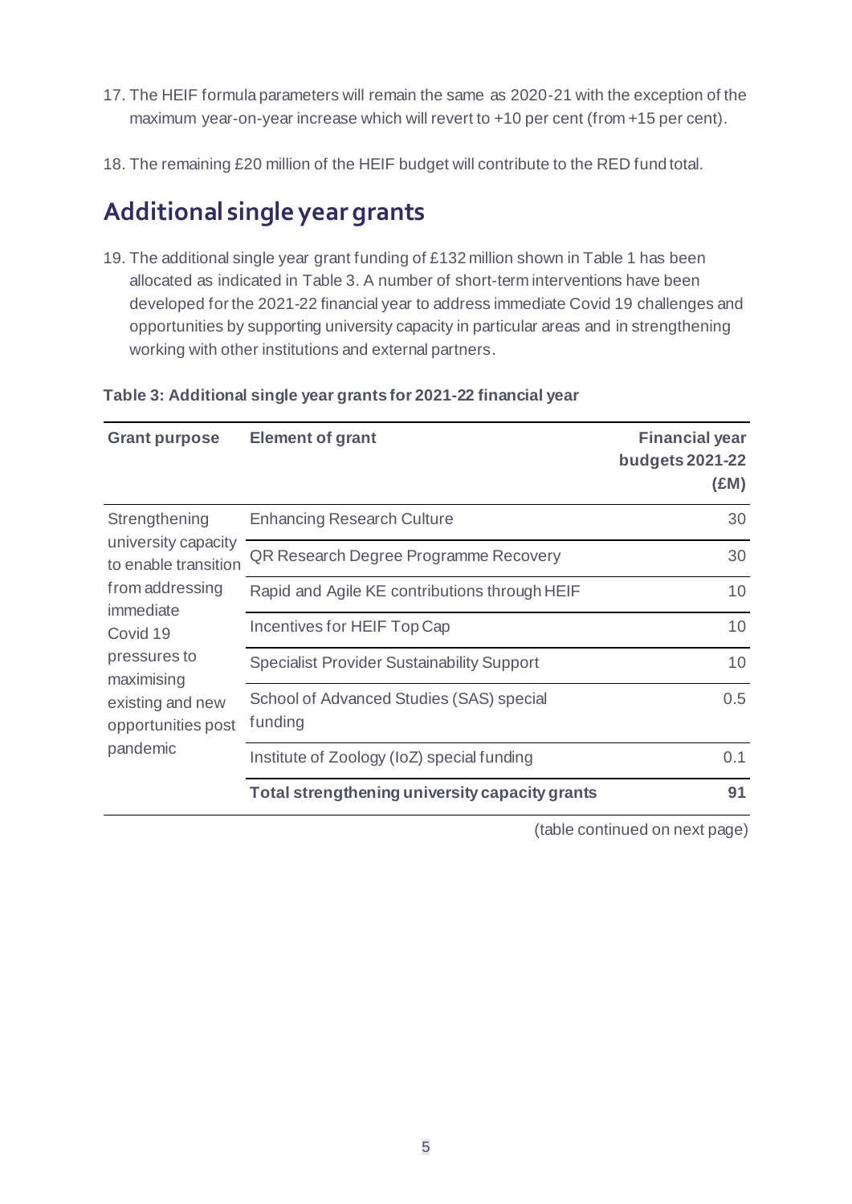17. The HEIF formula parameters will remain the same as 2020-21 with the exception of the maximum year-on-year increase which will revert to +10 per cent (from +15 per cent).

18. The remaining £20 million of the HEIF budget will contribute to the RED fund total.

## Additional single year grants

19. The additional single year grant funding of £132 million shown in Table 1 has been allocated as indicated in Table 3. A number of short-term interventions have been developed for the 2021-22 financial year to address immediate Covid 19 challenges and opportunities by supporting university capacity in particular areas and in strengthening working with other institutions and external partners.

**Table 3: Additional single year grants for 2021-22 financial year**

| Grant purpose | Element of grant | Financial year budgets 2021-22 (£M) |
|---|---|---|
| Strengthening university capacity to enable transition from addressing immediate Covid 19 pressures to maximising existing and new opportunities post pandemic | Enhancing Research Culture | 30 |
| | QR Research Degree Programme Recovery | 30 |
| | Rapid and Agile KE contributions through HEIF | 10 |
| | Incentives for HEIF Top Cap | 10 |
| | Specialist Provider Sustainability Support | 10 |
| | School of Advanced Studies (SAS) special funding | 0.5 |
| | Institute of Zoology (IoZ) special funding | 0.1 |
| | **Total strengthening university capacity grants** | **91** |

(table continued on next page)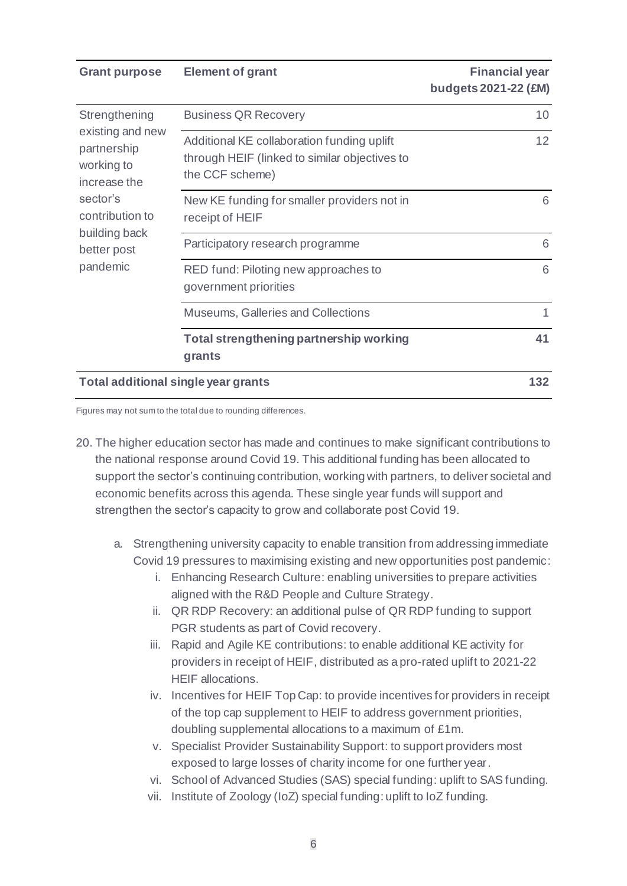| Grant purpose | Element of grant | Financial year budgets 2021-22 (£M) |
|---|---|---|
| Strengthening existing and new partnership working to increase the sector's contribution to building back better post pandemic | Business QR Recovery | 10 |
| | Additional KE collaboration funding uplift through HEIF (linked to similar objectives to the CCF scheme) | 12 |
| | New KE funding for smaller providers not in receipt of HEIF | 6 |
| | Participatory research programme | 6 |
| | RED fund: Piloting new approaches to government priorities | 6 |
| | Museums, Galleries and Collections | 1 |
| | **Total strengthening partnership working grants** | **41** |
| **Total additional single year grants** | | **132** |

Figures may not sum to the total due to rounding differences.

20. The higher education sector has made and continues to make significant contributions to the national response around Covid 19. This additional funding has been allocated to support the sector's continuing contribution, working with partners, to deliver societal and economic benefits across this agenda. These single year funds will support and strengthen the sector's capacity to grow and collaborate post Covid 19.

    a. Strengthening university capacity to enable transition from addressing immediate Covid 19 pressures to maximising existing and new opportunities post pandemic:

        i. Enhancing Research Culture: enabling universities to prepare activities aligned with the R&D People and Culture Strategy.

        ii. QR RDP Recovery: an additional pulse of QR RDP funding to support PGR students as part of Covid recovery.

        iii. Rapid and Agile KE contributions: to enable additional KE activity for providers in receipt of HEIF, distributed as a pro-rated uplift to 2021-22 HEIF allocations.

        iv. Incentives for HEIF Top Cap: to provide incentives for providers in receipt of the top cap supplement to HEIF to address government priorities, doubling supplemental allocations to a maximum of £1m.

        v. Specialist Provider Sustainability Support: to support providers most exposed to large losses of charity income for one further year.

        vi. School of Advanced Studies (SAS) special funding: uplift to SAS funding.

        vii. Institute of Zoology (IoZ) special funding: uplift to IoZ funding.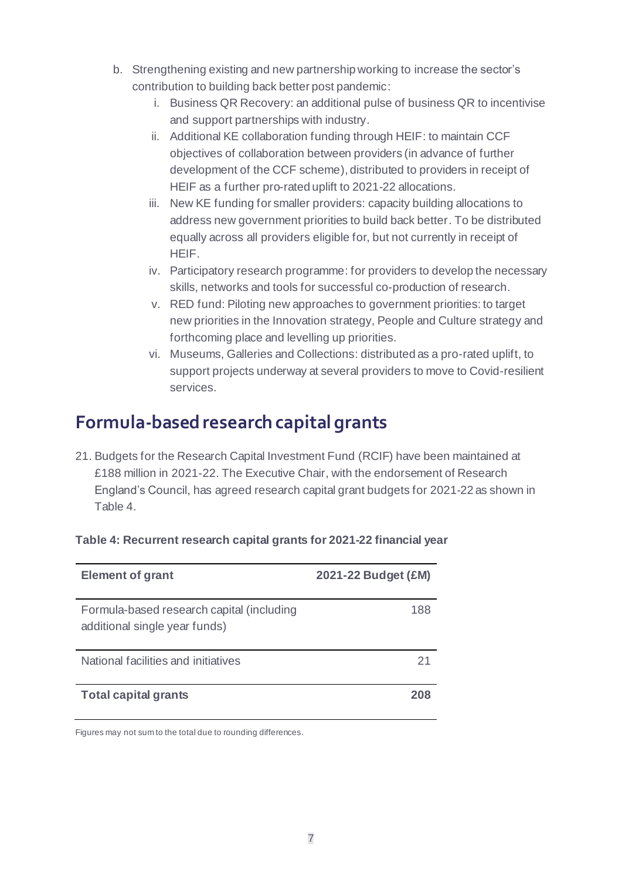b. Strengthening existing and new partnership working to increase the sector's contribution to building back better post pandemic:
    i. Business QR Recovery: an additional pulse of business QR to incentivise and support partnerships with industry.
    ii. Additional KE collaboration funding through HEIF: to maintain CCF objectives of collaboration between providers (in advance of further development of the CCF scheme), distributed to providers in receipt of HEIF as a further pro-rated uplift to 2021-22 allocations.
    iii. New KE funding for smaller providers: capacity building allocations to address new government priorities to build back better. To be distributed equally across all providers eligible for, but not currently in receipt of HEIF.
    iv. Participatory research programme: for providers to develop the necessary skills, networks and tools for successful co-production of research.
    v. RED fund: Piloting new approaches to government priorities: to target new priorities in the Innovation strategy, People and Culture strategy and forthcoming place and levelling up priorities.
    vi. Museums, Galleries and Collections: distributed as a pro-rated uplift, to support projects underway at several providers to move to Covid-resilient services.

## Formula-based research capital grants

21. Budgets for the Research Capital Investment Fund (RCIF) have been maintained at £188 million in 2021-22. The Executive Chair, with the endorsement of Research England's Council, has agreed research capital grant budgets for 2021-22 as shown in Table 4.

**Table 4: Recurrent research capital grants for 2021-22 financial year**

| Element of grant | 2021-22 Budget (£M) |
|---|---:|
| Formula-based research capital (including additional single year funds) | 188 |
| National facilities and initiatives | 21 |
| **Total capital grants** | **208** |

Figures may not sum to the total due to rounding differences.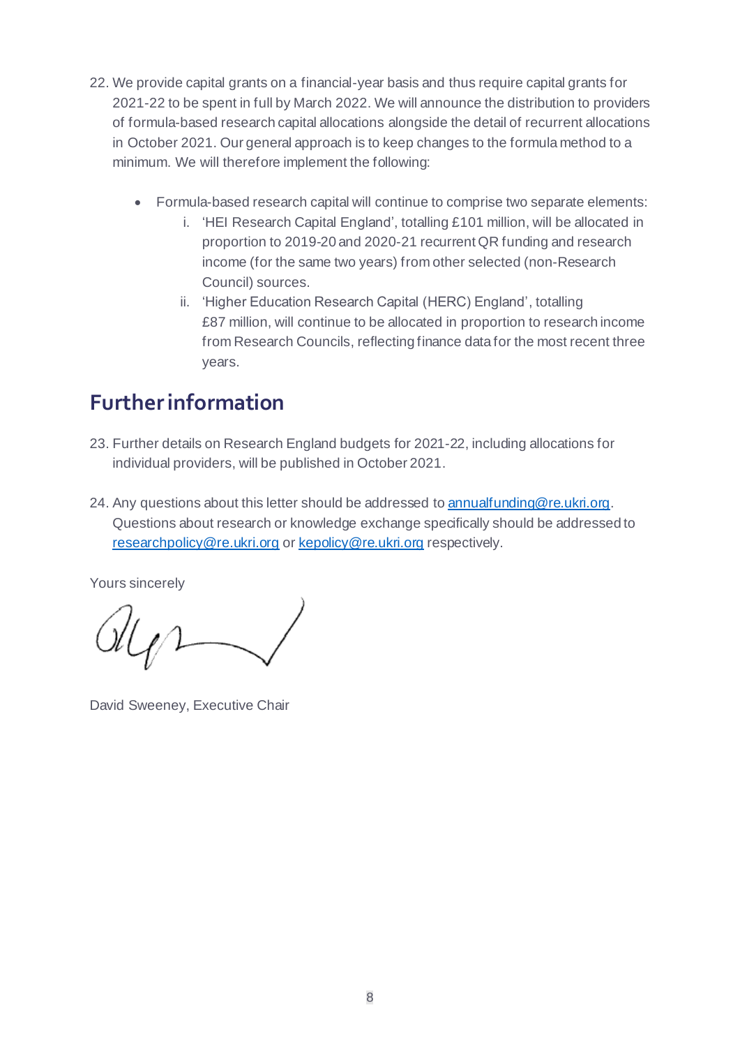22. We provide capital grants on a financial-year basis and thus require capital grants for 2021-22 to be spent in full by March 2022. We will announce the distribution to providers of formula-based research capital allocations alongside the detail of recurrent allocations in October 2021. Our general approach is to keep changes to the formula method to a minimum. We will therefore implement the following:

    - Formula-based research capital will continue to comprise two separate elements:
        i. 'HEI Research Capital England', totalling £101 million, will be allocated in proportion to 2019-20 and 2020-21 recurrent QR funding and research income (for the same two years) from other selected (non-Research Council) sources.
        ii. 'Higher Education Research Capital (HERC) England', totalling £87 million, will continue to be allocated in proportion to research income from Research Councils, reflecting finance data for the most recent three years.

## Further information

23. Further details on Research England budgets for 2021-22, including allocations for individual providers, will be published in October 2021.

24. Any questions about this letter should be addressed to annualfunding@re.ukri.org. Questions about research or knowledge exchange specifically should be addressed to researchpolicy@re.ukri.org or kepolicy@re.ukri.org respectively.

Yours sincerely

David Sweeney, Executive Chair